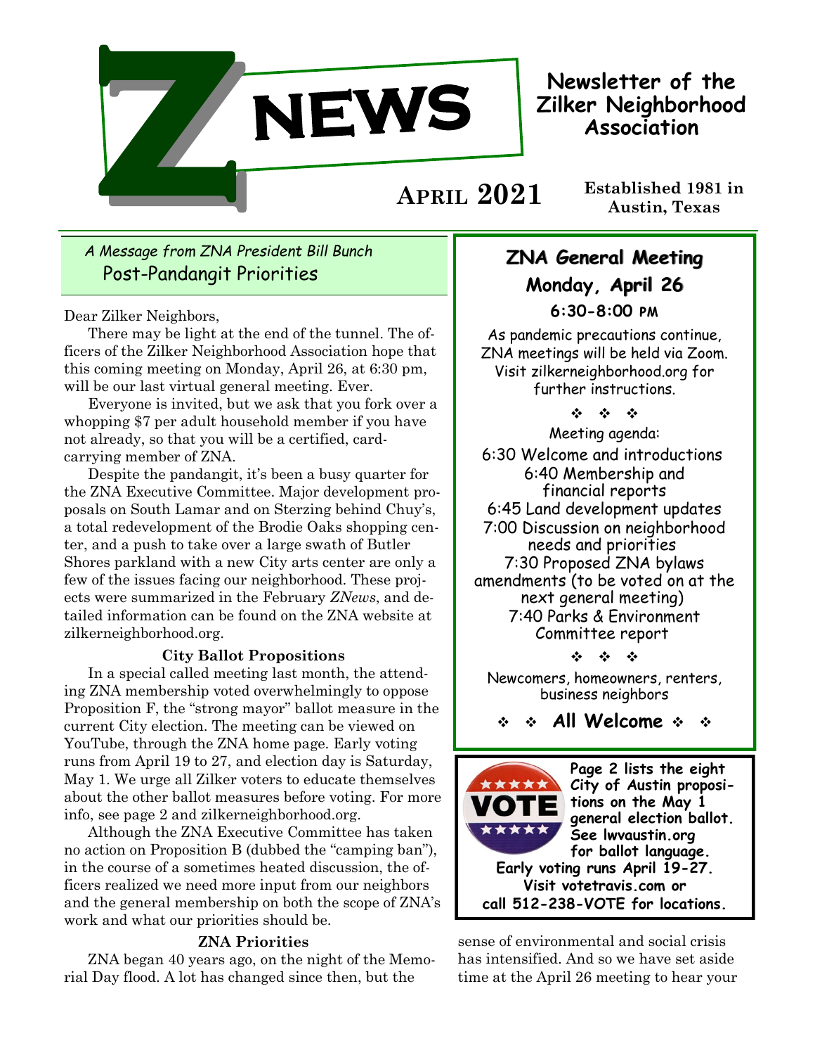# Z NEWS

**Newsletter of the Zilker Neighborhood Association**

**APRIL 2021**

**Established 1981 in Austin, Texas**

*A Message from ZNA President Bill Bunch*

## Post-Pandangit Priorities

Dear Zilker Neighbors,

There may be light at the end of the tunnel. The officers of the Zilker Neighborhood Association hope that this coming meeting on Monday, April 26, at 6:30 pm, will be our last virtual general meeting. Ever.

Everyone is invited, but we ask that you fork over a whopping $7 per adult household member if you have not already, so that you will be a certified, card-carrying member of ZNA.

Despite the pandangit, it's been a busy quarter for the ZNA Executive Committee. Major development proposals on South Lamar and on Sterzing behind Chuy's, a total redevelopment of the Brodie Oaks shopping center, and a push to take over a large swath of Butler Shores parkland with a new City arts center are only a few of the issues facing our neighborhood. These projects were summarized in the February *ZNews*, and detailed information can be found on the ZNA website at zilkerneighborhood.org.

### City Ballot Propositions

In a special called meeting last month, the attending ZNA membership voted overwhelmingly to oppose Proposition F, the "strong mayor" ballot measure in the current City election. The meeting can be viewed on YouTube, through the ZNA home page. Early voting runs from April 19 to 27, and election day is Saturday, May 1. We urge all Zilker voters to educate themselves about the other ballot measures before voting. For more info, see page 2 and zilkerneighborhood.org.

Although the ZNA Executive Committee has taken no action on Proposition B (dubbed the "camping ban"), in the course of a sometimes heated discussion, the officers realized we need more input from our neighbors and the general membership on both the scope of ZNA's work and what our priorities should be.

### ZNA Priorities

ZNA began 40 years ago, on the night of the Memorial Day flood. A lot has changed since then, but the sense of environmental and social crisis has intensified. And so we have set aside time at the April 26 meeting to hear your

---

## ZNA General Meeting

**Monday, April 26**

**6:30-8:00 PM**

As pandemic precautions continue, ZNA meetings will be held via Zoom. Visit zilkerneighborhood.org for further instructions.

❖ ❖ ❖

Meeting agenda:

6:30 Welcome and introductions
6:40 Membership and financial reports
6:45 Land development updates
7:00 Discussion on neighborhood needs and priorities
7:30 Proposed ZNA bylaws amendments (to be voted on at the next general meeting)
7:40 Parks & Environment Committee report

❖ ❖ ❖

Newcomers, homeowners, renters, business neighbors

❖ ❖ **All Welcome** ❖ ❖

---

VOTE

**Page 2 lists the eight City of Austin propositions on the May 1 general election ballot. See lwvaustin.org for ballot language. Early voting runs April 19-27. Visit votetravis.com or call 512-238-VOTE for locations.**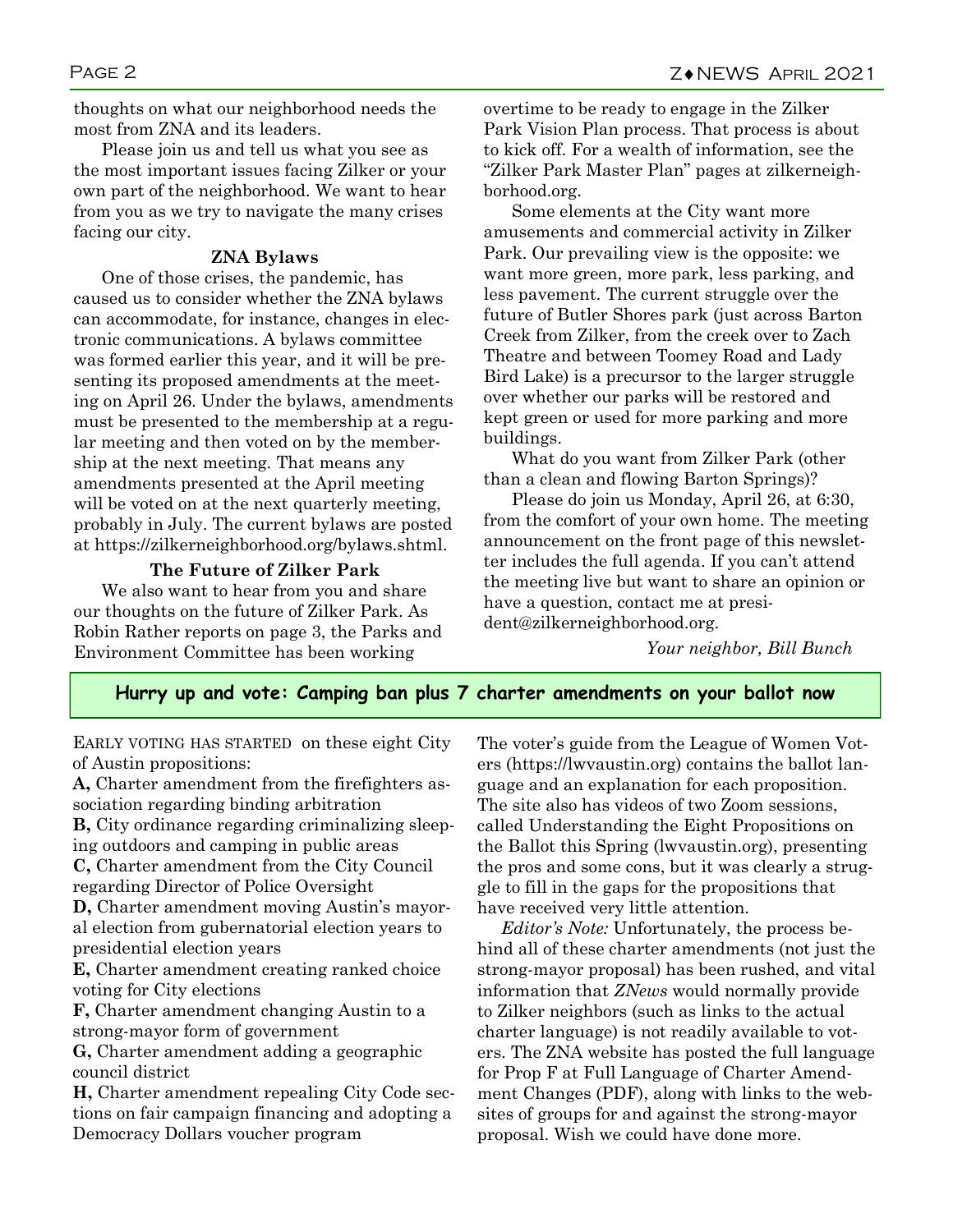thoughts on what our neighborhood needs the most from ZNA and its leaders.

Please join us and tell us what you see as the most important issues facing Zilker or your own part of the neighborhood. We want to hear from you as we try to navigate the many crises facing our city.

### ZNA Bylaws

One of those crises, the pandemic, has caused us to consider whether the ZNA bylaws can accommodate, for instance, changes in electronic communications. A bylaws committee was formed earlier this year, and it will be presenting its proposed amendments at the meeting on April 26. Under the bylaws, amendments must be presented to the membership at a regular meeting and then voted on by the membership at the next meeting. That means any amendments presented at the April meeting will be voted on at the next quarterly meeting, probably in July. The current bylaws are posted at https://zilkerneighborhood.org/bylaws.shtml.

### The Future of Zilker Park

We also want to hear from you and share our thoughts on the future of Zilker Park. As Robin Rather reports on page 3, the Parks and Environment Committee has been working overtime to be ready to engage in the Zilker Park Vision Plan process. That process is about to kick off. For a wealth of information, see the "Zilker Park Master Plan" pages at zilkerneighborhood.org.

Some elements at the City want more amusements and commercial activity in Zilker Park. Our prevailing view is the opposite: we want more green, more park, less parking, and less pavement. The current struggle over the future of Butler Shores park (just across Barton Creek from Zilker, from the creek over to Zach Theatre and between Toomey Road and Lady Bird Lake) is a precursor to the larger struggle over whether our parks will be restored and kept green or used for more parking and more buildings.

What do you want from Zilker Park (other than a clean and flowing Barton Springs)?

Please do join us Monday, April 26, at 6:30, from the comfort of your own home. The meeting announcement on the front page of this newsletter includes the full agenda. If you can't attend the meeting live but want to share an opinion or have a question, contact me at president@zilkerneighborhood.org.

*Your neighbor, Bill Bunch*

## Hurry up and vote: Camping ban plus 7 charter amendments on your ballot now

EARLY VOTING HAS STARTED on these eight City of Austin propositions:

**A,** Charter amendment from the firefighters association regarding binding arbitration
**B,** City ordinance regarding criminalizing sleeping outdoors and camping in public areas
**C,** Charter amendment from the City Council regarding Director of Police Oversight
**D,** Charter amendment moving Austin's mayoral election from gubernatorial election years to presidential election years
**E,** Charter amendment creating ranked choice voting for City elections
**F,** Charter amendment changing Austin to a strong-mayor form of government
**G,** Charter amendment adding a geographic council district
**H,** Charter amendment repealing City Code sections on fair campaign financing and adopting a Democracy Dollars voucher program

The voter's guide from the League of Women Voters (https://lwvaustin.org) contains the ballot language and an explanation for each proposition. The site also has videos of two Zoom sessions, called Understanding the Eight Propositions on the Ballot this Spring (lwvaustin.org), presenting the pros and some cons, but it was clearly a struggle to fill in the gaps for the propositions that have received very little attention.

*Editor's Note:* Unfortunately, the process behind all of these charter amendments (not just the strong-mayor proposal) has been rushed, and vital information that *ZNews* would normally provide to Zilker neighbors (such as links to the actual charter language) is not readily available to voters. The ZNA website has posted the full language for Prop F at Full Language of Charter Amendment Changes (PDF), along with links to the websites of groups for and against the strong-mayor proposal. Wish we could have done more.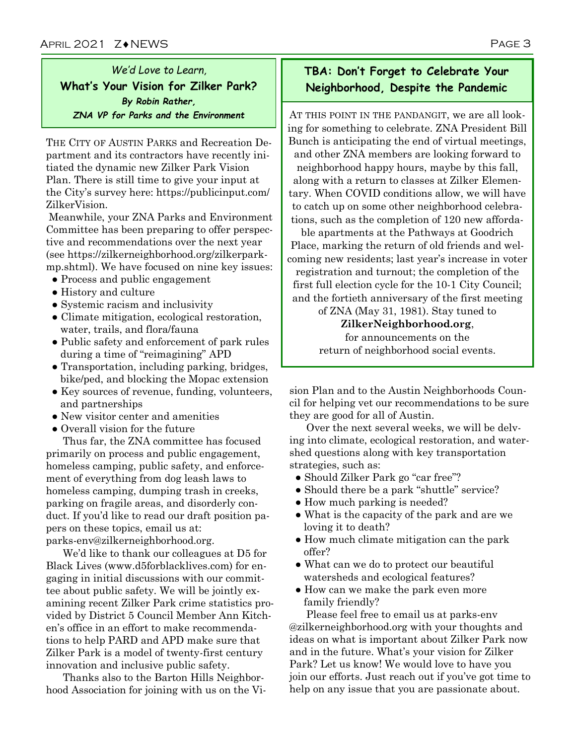## *We'd Love to Learn,* What's Your Vision for Zilker Park?

***By Robin Rather, ZNA VP for Parks and the Environment***

THE CITY OF AUSTIN PARKS and Recreation Department and its contractors have recently initiated the dynamic new Zilker Park Vision Plan. There is still time to give your input at the City's survey here: https://publicinput.com/ZilkerVision.

Meanwhile, your ZNA Parks and Environment Committee has been preparing to offer perspective and recommendations over the next year (see https://zilkerneighborhood.org/zilkerpark-mp.shtml). We have focused on nine key issues:

- Process and public engagement
- History and culture
- Systemic racism and inclusivity
- Climate mitigation, ecological restoration, water, trails, and flora/fauna
- Public safety and enforcement of park rules during a time of "reimagining" APD
- Transportation, including parking, bridges, bike/ped, and blocking the Mopac extension
- Key sources of revenue, funding, volunteers, and partnerships
- New visitor center and amenities
- Overall vision for the future

Thus far, the ZNA committee has focused primarily on process and public engagement, homeless camping, public safety, and enforcement of everything from dog leash laws to homeless camping, dumping trash in creeks, parking on fragile areas, and disorderly conduct. If you'd like to read our draft position papers on these topics, email us at: parks-env@zilkerneighborhood.org.

We'd like to thank our colleagues at D5 for Black Lives (www.d5forblacklives.com) for engaging in initial discussions with our committee about public safety. We will be jointly examining recent Zilker Park crime statistics provided by District 5 Council Member Ann Kitchen's office in an effort to make recommendations to help PARD and APD make sure that Zilker Park is a model of twenty-first century innovation and inclusive public safety.

Thanks also to the Barton Hills Neighborhood Association for joining with us on the Vision Plan and to the Austin Neighborhoods Council for helping vet our recommendations to be sure they are good for all of Austin.

Over the next several weeks, we will be delving into climate, ecological restoration, and watershed questions along with key transportation strategies, such as:

- Should Zilker Park go "car free"?
- Should there be a park "shuttle" service?
- How much parking is needed?
- What is the capacity of the park and are we loving it to death?
- How much climate mitigation can the park offer?
- What can we do to protect our beautiful watersheds and ecological features?
- How can we make the park even more family friendly?

Please feel free to email us at parks-env@zilkerneighborhood.org with your thoughts and ideas on what is important about Zilker Park now and in the future. What's your vision for Zilker Park? Let us know! We would love to have you join our efforts. Just reach out if you've got time to help on any issue that you are passionate about.

## TBA: Don't Forget to Celebrate Your Neighborhood, Despite the Pandemic

AT THIS POINT IN THE PANDANGIT, we are all looking for something to celebrate. ZNA President Bill Bunch is anticipating the end of virtual meetings, and other ZNA members are looking forward to neighborhood happy hours, maybe by this fall, along with a return to classes at Zilker Elementary. When COVID conditions allow, we will have to catch up on some other neighborhood celebrations, such as the completion of 120 new affordable apartments at the Pathways at Goodrich Place, marking the return of old friends and welcoming new residents; last year's increase in voter registration and turnout; the completion of the first full election cycle for the 10-1 City Council; and the fortieth anniversary of the first meeting of ZNA (May 31, 1981). Stay tuned to **ZilkerNeighborhood.org**, for announcements on the return of neighborhood social events.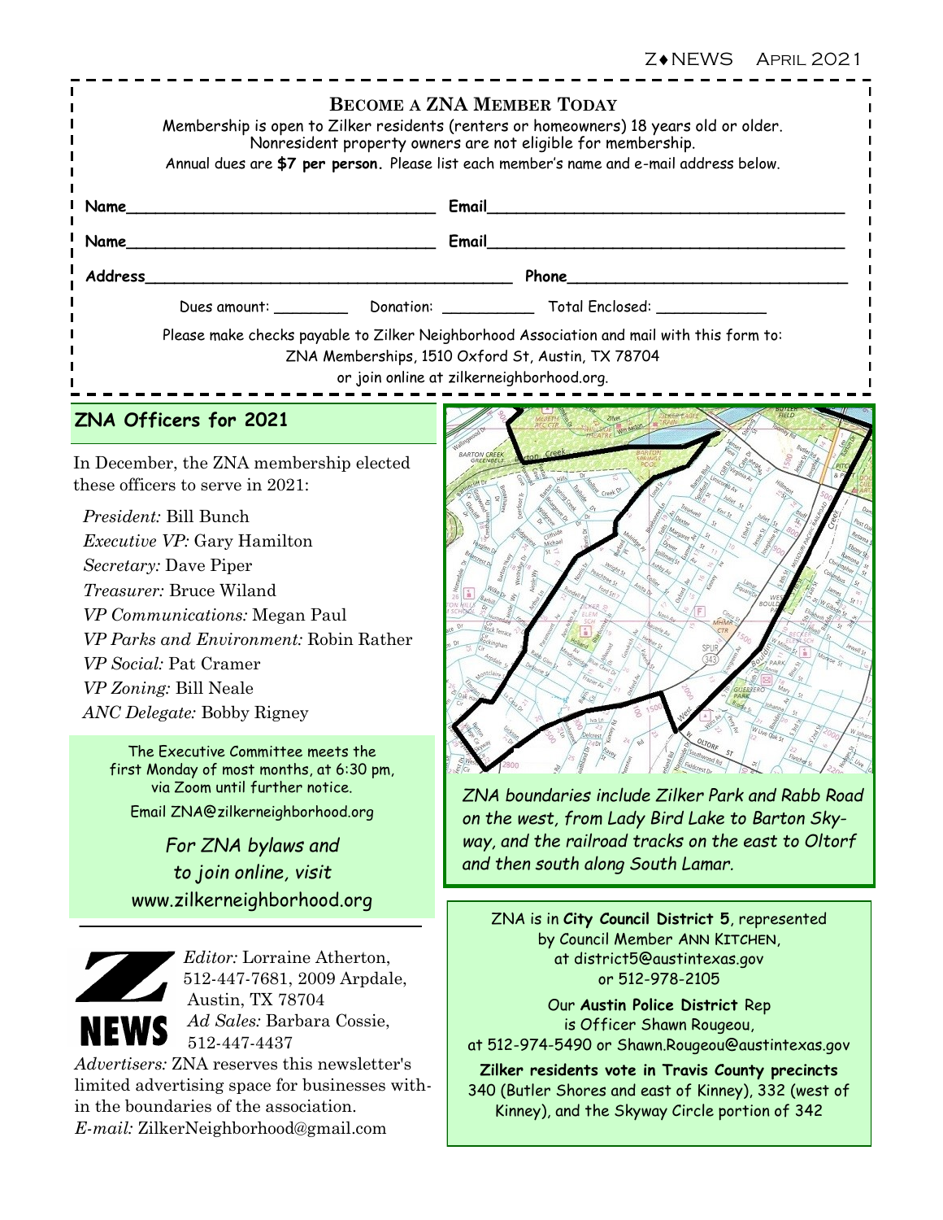## Become a ZNA Member Today

Membership is open to Zilker residents (renters or homeowners) 18 years old or older. Nonresident property owners are not eligible for membership.

Annual dues are **$7 per person.** Please list each member's name and e-mail address below.

**Name**________________________________ **Email**________________________________

**Name**________________________________ **Email**________________________________

**Address**________________________________ **Phone**________________________________

Dues amount: ________ Donation: __________ Total Enclosed: ____________

Please make checks payable to Zilker Neighborhood Association and mail with this form to:
ZNA Memberships, 1510 Oxford St, Austin, TX 78704
or join online at zilkerneighborhood.org.

## ZNA Officers for 2021

In December, the ZNA membership elected these officers to serve in 2021:

*President:* Bill Bunch
*Executive VP:* Gary Hamilton
*Secretary:* Dave Piper
*Treasurer:* Bruce Wiland
*VP Communications:* Megan Paul
*VP Parks and Environment:* Robin Rather
*VP Social:* Pat Cramer
*VP Zoning:* Bill Neale
*ANC Delegate:* Bobby Rigney

The Executive Committee meets the first Monday of most months, at 6:30 pm, via Zoom until further notice.
Email ZNA@zilkerneighborhood.org

*For ZNA bylaws and to join online, visit*
www.zilkerneighborhood.org

*ZNA boundaries include Zilker Park and Rabb Road on the west, from Lady Bird Lake to Barton Skyway, and the railroad tracks on the east to Oltorf and then south along South Lamar.*

ZNA is in **City Council District 5**, represented by Council Member Ann Kitchen, at district5@austintexas.gov or 512-978-2105

Our **Austin Police District** Rep is Officer Shawn Rougeou, at 512-974-5490 or Shawn.Rougeou@austintexas.gov

**Zilker residents vote in Travis County precincts** 340 (Butler Shores and east of Kinney), 332 (west of Kinney), and the Skyway Circle portion of 342

Z NEWS

*Editor:* Lorraine Atherton, 512-447-7681, 2009 Arpdale, Austin, TX 78704
*Ad Sales:* Barbara Cossie, 512-447-4437

*Advertisers:* ZNA reserves this newsletter's limited advertising space for businesses within the boundaries of the association.
*E-mail:* ZilkerNeighborhood@gmail.com